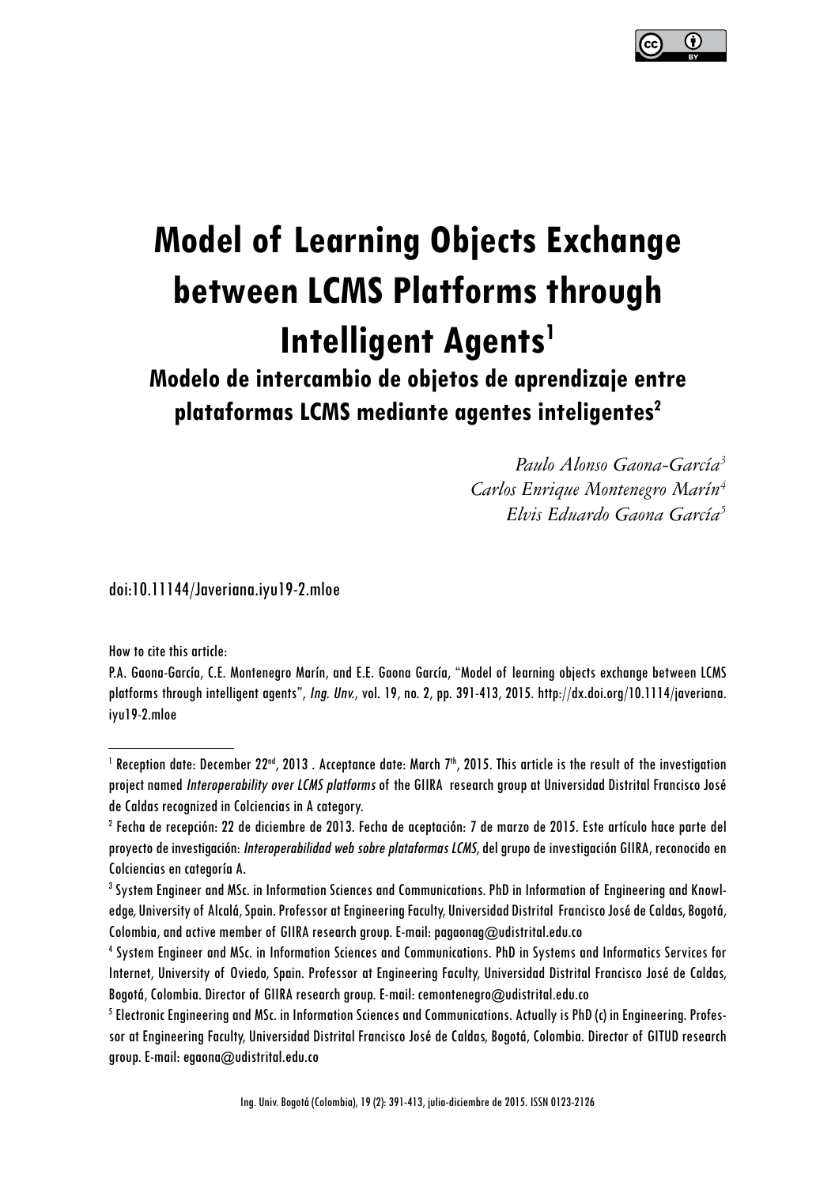# Model of Learning Objects Exchange between LCMS Platforms through Intelligent Agents[1]

## Modelo de intercambio de objetos de aprendizaje entre plataformas LCMS mediante agentes inteligentes[2]

*Paulo Alonso Gaona-García*[3]
*Carlos Enrique Montenegro Marín*[4]
*Elvis Eduardo Gaona García*[5]

doi:10.11144/Javeriana.iyu19-2.mloe

How to cite this article:

P.A. Gaona-García, C.E. Montenegro Marín, and E.E. Gaona García, "Model of learning objects exchange between LCMS platforms through intelligent agents", *Ing. Unv.*, vol. 19, no. 2, pp. 391-413, 2015. http://dx.doi.org/10.1114/javeriana.iyu19-2.mloe

---

[1] Reception date: December 22nd, 2013 . Acceptance date: March 7th, 2015. This article is the result of the investigation project named *Interoperability over LCMS platforms* of the GIIRA research group at Universidad Distrital Francisco José de Caldas recognized in Colciencias in A category.

[2] Fecha de recepción: 22 de diciembre de 2013. Fecha de aceptación: 7 de marzo de 2015. Este artículo hace parte del proyecto de investigación: *Interoperabilidad web sobre plataformas LCMS*, del grupo de investigación GIIRA, reconocido en Colciencias en categoría A.

[3] System Engineer and MSc. in Information Sciences and Communications. PhD in Information of Engineering and Knowledge, University of Alcalá, Spain. Professor at Engineering Faculty, Universidad Distrital Francisco José de Caldas, Bogotá, Colombia, and active member of GIIRA research group. E-mail: pagaonag@udistrital.edu.co

[4] System Engineer and MSc. in Information Sciences and Communications. PhD in Systems and Informatics Services for Internet, University of Oviedo, Spain. Professor at Engineering Faculty, Universidad Distrital Francisco José de Caldas, Bogotá, Colombia. Director of GIIRA research group. E-mail: cemontenegro@udistrital.edu.co

[5] Electronic Engineering and MSc. in Information Sciences and Communications. Actually is PhD (c) in Engineering. Professor at Engineering Faculty, Universidad Distrital Francisco José de Caldas, Bogotá, Colombia. Director of GITUD research group. E-mail: egaona@udistrital.edu.co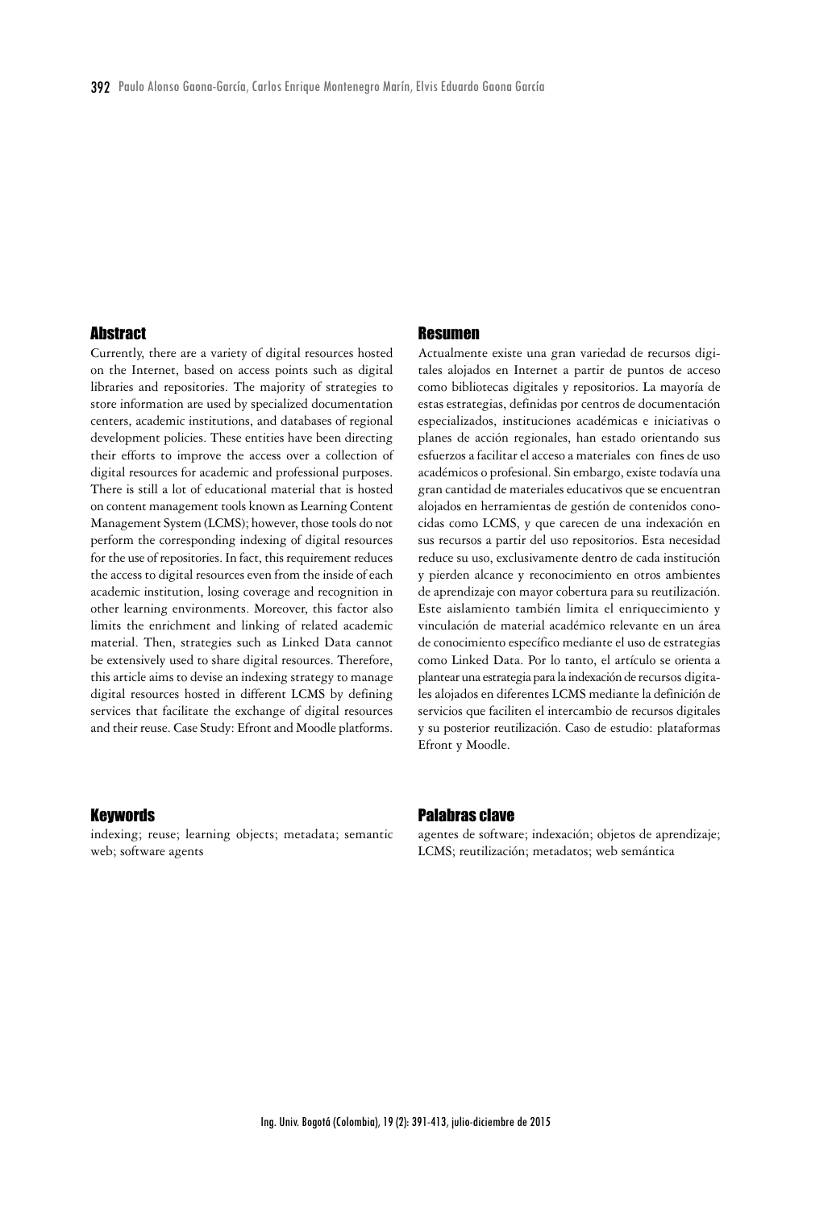## Abstract

Currently, there are a variety of digital resources hosted on the Internet, based on access points such as digital libraries and repositories. The majority of strategies to store information are used by specialized documentation centers, academic institutions, and databases of regional development policies. These entities have been directing their efforts to improve the access over a collection of digital resources for academic and professional purposes. There is still a lot of educational material that is hosted on content management tools known as Learning Content Management System (LCMS); however, those tools do not perform the corresponding indexing of digital resources for the use of repositories. In fact, this requirement reduces the access to digital resources even from the inside of each academic institution, losing coverage and recognition in other learning environments. Moreover, this factor also limits the enrichment and linking of related academic material. Then, strategies such as Linked Data cannot be extensively used to share digital resources. Therefore, this article aims to devise an indexing strategy to manage digital resources hosted in different LCMS by defining services that facilitate the exchange of digital resources and their reuse. Case Study: Efront and Moodle platforms.

## Keywords

indexing; reuse; learning objects; metadata; semantic web; software agents

## Resumen

Actualmente existe una gran variedad de recursos digitales alojados en Internet a partir de puntos de acceso como bibliotecas digitales y repositorios. La mayoría de estas estrategias, definidas por centros de documentación especializados, instituciones académicas e iniciativas o planes de acción regionales, han estado orientando sus esfuerzos a facilitar el acceso a materiales con fines de uso académicos o profesional. Sin embargo, existe todavía una gran cantidad de materiales educativos que se encuentran alojados en herramientas de gestión de contenidos conocidas como LCMS, y que carecen de una indexación en sus recursos a partir del uso repositorios. Esta necesidad reduce su uso, exclusivamente dentro de cada institución y pierden alcance y reconocimiento en otros ambientes de aprendizaje con mayor cobertura para su reutilización. Este aislamiento también limita el enriquecimiento y vinculación de material académico relevante en un área de conocimiento específico mediante el uso de estrategias como Linked Data. Por lo tanto, el artículo se orienta a plantear una estrategia para la indexación de recursos digitales alojados en diferentes LCMS mediante la definición de servicios que faciliten el intercambio de recursos digitales y su posterior reutilización. Caso de estudio: plataformas Efront y Moodle.

## Palabras clave

agentes de software; indexación; objetos de aprendizaje; LCMS; reutilización; metadatos; web semántica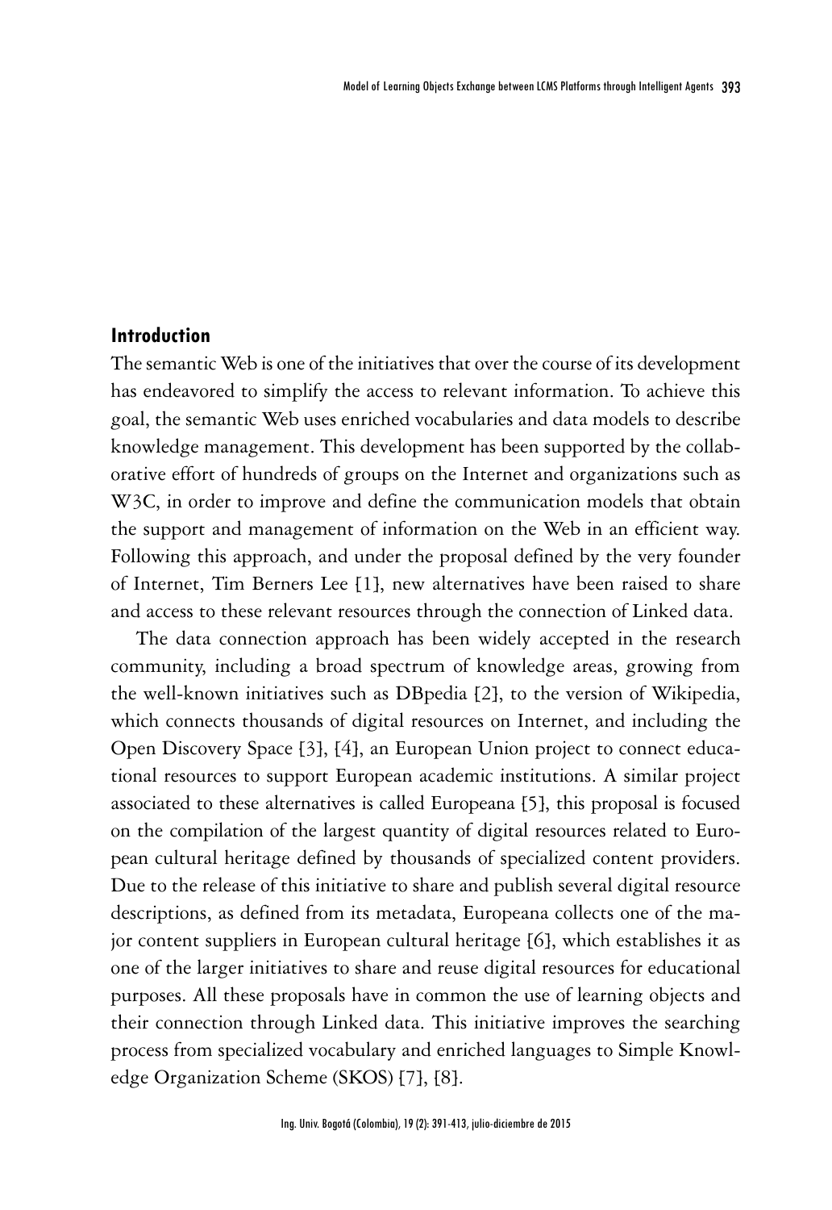## Introduction

The semantic Web is one of the initiatives that over the course of its development has endeavored to simplify the access to relevant information. To achieve this goal, the semantic Web uses enriched vocabularies and data models to describe knowledge management. This development has been supported by the collaborative effort of hundreds of groups on the Internet and organizations such as W3C, in order to improve and define the communication models that obtain the support and management of information on the Web in an efficient way. Following this approach, and under the proposal defined by the very founder of Internet, Tim Berners Lee [1], new alternatives have been raised to share and access to these relevant resources through the connection of Linked data.

The data connection approach has been widely accepted in the research community, including a broad spectrum of knowledge areas, growing from the well-known initiatives such as DBpedia [2], to the version of Wikipedia, which connects thousands of digital resources on Internet, and including the Open Discovery Space [3], [4], an European Union project to connect educational resources to support European academic institutions. A similar project associated to these alternatives is called Europeana [5], this proposal is focused on the compilation of the largest quantity of digital resources related to European cultural heritage defined by thousands of specialized content providers. Due to the release of this initiative to share and publish several digital resource descriptions, as defined from its metadata, Europeana collects one of the major content suppliers in European cultural heritage [6], which establishes it as one of the larger initiatives to share and reuse digital resources for educational purposes. All these proposals have in common the use of learning objects and their connection through Linked data. This initiative improves the searching process from specialized vocabulary and enriched languages to Simple Knowledge Organization Scheme (SKOS) [7], [8].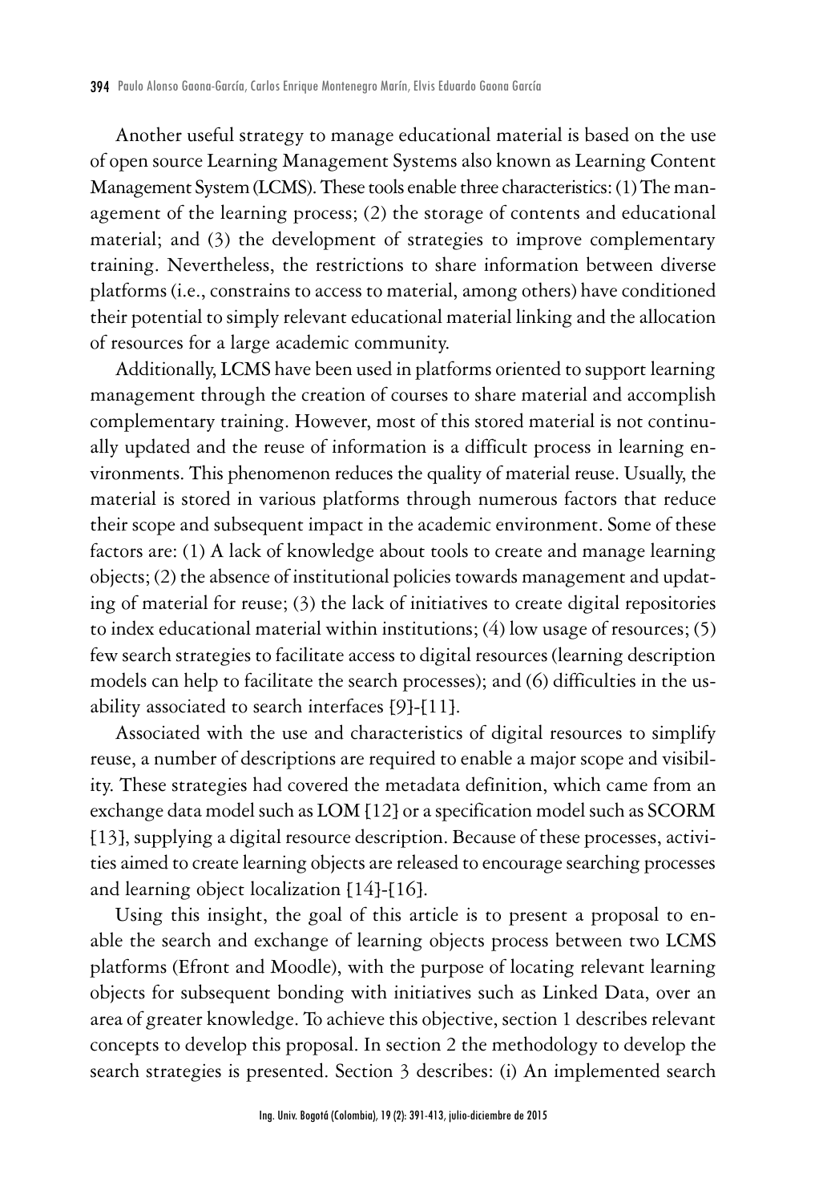Another useful strategy to manage educational material is based on the use of open source Learning Management Systems also known as Learning Content Management System (LCMS). These tools enable three characteristics: (1) The management of the learning process; (2) the storage of contents and educational material; and (3) the development of strategies to improve complementary training. Nevertheless, the restrictions to share information between diverse platforms (i.e., constrains to access to material, among others) have conditioned their potential to simply relevant educational material linking and the allocation of resources for a large academic community.

Additionally, LCMS have been used in platforms oriented to support learning management through the creation of courses to share material and accomplish complementary training. However, most of this stored material is not continually updated and the reuse of information is a difficult process in learning environments. This phenomenon reduces the quality of material reuse. Usually, the material is stored in various platforms through numerous factors that reduce their scope and subsequent impact in the academic environment. Some of these factors are: (1) A lack of knowledge about tools to create and manage learning objects; (2) the absence of institutional policies towards management and updating of material for reuse; (3) the lack of initiatives to create digital repositories to index educational material within institutions; (4) low usage of resources; (5) few search strategies to facilitate access to digital resources (learning description models can help to facilitate the search processes); and (6) difficulties in the usability associated to search interfaces [9]-[11].

Associated with the use and characteristics of digital resources to simplify reuse, a number of descriptions are required to enable a major scope and visibility. These strategies had covered the metadata definition, which came from an exchange data model such as LOM [12] or a specification model such as SCORM [13], supplying a digital resource description. Because of these processes, activities aimed to create learning objects are released to encourage searching processes and learning object localization [14]-[16].

Using this insight, the goal of this article is to present a proposal to enable the search and exchange of learning objects process between two LCMS platforms (Efront and Moodle), with the purpose of locating relevant learning objects for subsequent bonding with initiatives such as Linked Data, over an area of greater knowledge. To achieve this objective, section 1 describes relevant concepts to develop this proposal. In section 2 the methodology to develop the search strategies is presented. Section 3 describes: (i) An implemented search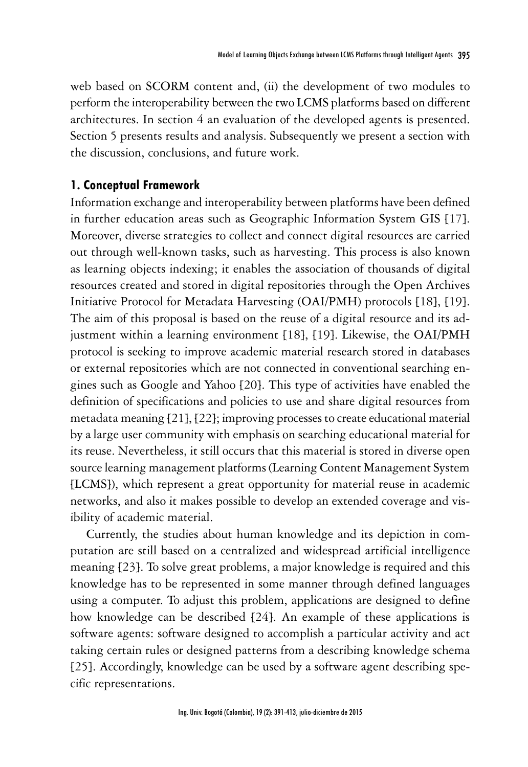web based on SCORM content and, (ii) the development of two modules to perform the interoperability between the two LCMS platforms based on different architectures. In section 4 an evaluation of the developed agents is presented. Section 5 presents results and analysis. Subsequently we present a section with the discussion, conclusions, and future work.

## 1. Conceptual Framework

Information exchange and interoperability between platforms have been defined in further education areas such as Geographic Information System GIS [17]. Moreover, diverse strategies to collect and connect digital resources are carried out through well-known tasks, such as harvesting. This process is also known as learning objects indexing; it enables the association of thousands of digital resources created and stored in digital repositories through the Open Archives Initiative Protocol for Metadata Harvesting (OAI/PMH) protocols [18], [19]. The aim of this proposal is based on the reuse of a digital resource and its adjustment within a learning environment [18], [19]. Likewise, the OAI/PMH protocol is seeking to improve academic material research stored in databases or external repositories which are not connected in conventional searching engines such as Google and Yahoo [20]. This type of activities have enabled the definition of specifications and policies to use and share digital resources from metadata meaning [21], [22]; improving processes to create educational material by a large user community with emphasis on searching educational material for its reuse. Nevertheless, it still occurs that this material is stored in diverse open source learning management platforms (Learning Content Management System [LCMS]), which represent a great opportunity for material reuse in academic networks, and also it makes possible to develop an extended coverage and visibility of academic material.

Currently, the studies about human knowledge and its depiction in computation are still based on a centralized and widespread artificial intelligence meaning [23]. To solve great problems, a major knowledge is required and this knowledge has to be represented in some manner through defined languages using a computer. To adjust this problem, applications are designed to define how knowledge can be described [24]. An example of these applications is software agents: software designed to accomplish a particular activity and act taking certain rules or designed patterns from a describing knowledge schema [25]. Accordingly, knowledge can be used by a software agent describing specific representations.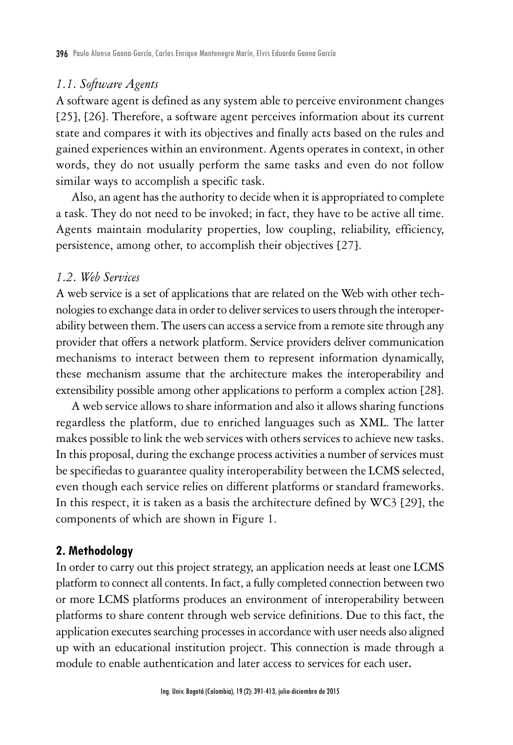### *1.1. Software Agents*

A software agent is defined as any system able to perceive environment changes [25], [26]. Therefore, a software agent perceives information about its current state and compares it with its objectives and finally acts based on the rules and gained experiences within an environment. Agents operates in context, in other words, they do not usually perform the same tasks and even do not follow similar ways to accomplish a specific task.

Also, an agent has the authority to decide when it is appropriated to complete a task. They do not need to be invoked; in fact, they have to be active all time. Agents maintain modularity properties, low coupling, reliability, efficiency, persistence, among other, to accomplish their objectives [27].

### *1.2. Web Services*

A web service is a set of applications that are related on the Web with other technologies to exchange data in order to deliver services to users through the interoperability between them. The users can access a service from a remote site through any provider that offers a network platform. Service providers deliver communication mechanisms to interact between them to represent information dynamically, these mechanism assume that the architecture makes the interoperability and extensibility possible among other applications to perform a complex action [28].

A web service allows to share information and also it allows sharing functions regardless the platform, due to enriched languages such as XML. The latter makes possible to link the web services with others services to achieve new tasks. In this proposal, during the exchange process activities a number of services must be specifiedas to guarantee quality interoperability between the LCMS selected, even though each service relies on different platforms or standard frameworks. In this respect, it is taken as a basis the architecture defined by WC3 [29], the components of which are shown in Figure 1.

## **2. Methodology**

In order to carry out this project strategy, an application needs at least one LCMS platform to connect all contents. In fact, a fully completed connection between two or more LCMS platforms produces an environment of interoperability between platforms to share content through web service definitions. Due to this fact, the application executes searching processes in accordance with user needs also aligned up with an educational institution project. This connection is made through a module to enable authentication and later access to services for each user.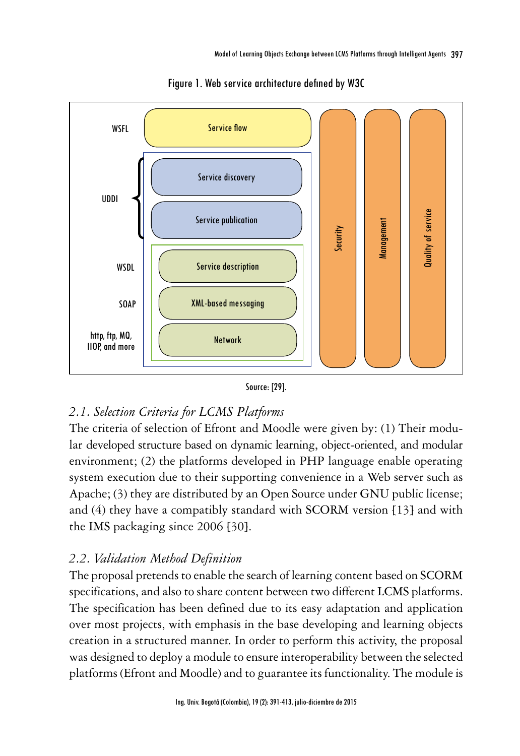Figure 1. Web service architecture defined by W3C

| | | | | |
|---|---|---|---|---|
| WSFL | Service flow | Security | Management | Quality of service |
| UDDI | Service discovery | | | |
| | Service publication | | | |
| WSDL | Service description | | | |
| SOAP | XML-based messaging | | | |
| http, ftp, MQ, IIOP, and more | Network | | | |

Source: [29].

## 2.1. Selection Criteria for LCMS Platforms

The criteria of selection of Efront and Moodle were given by: (1) Their modular developed structure based on dynamic learning, object-oriented, and modular environment; (2) the platforms developed in PHP language enable operating system execution due to their supporting convenience in a Web server such as Apache; (3) they are distributed by an Open Source under GNU public license; and (4) they have a compatibly standard with SCORM version [13] and with the IMS packaging since 2006 [30].

## 2.2. Validation Method Definition

The proposal pretends to enable the search of learning content based on SCORM specifications, and also to share content between two different LCMS platforms. The specification has been defined due to its easy adaptation and application over most projects, with emphasis in the base developing and learning objects creation in a structured manner. In order to perform this activity, the proposal was designed to deploy a module to ensure interoperability between the selected platforms (Efront and Moodle) and to guarantee its functionality. The module is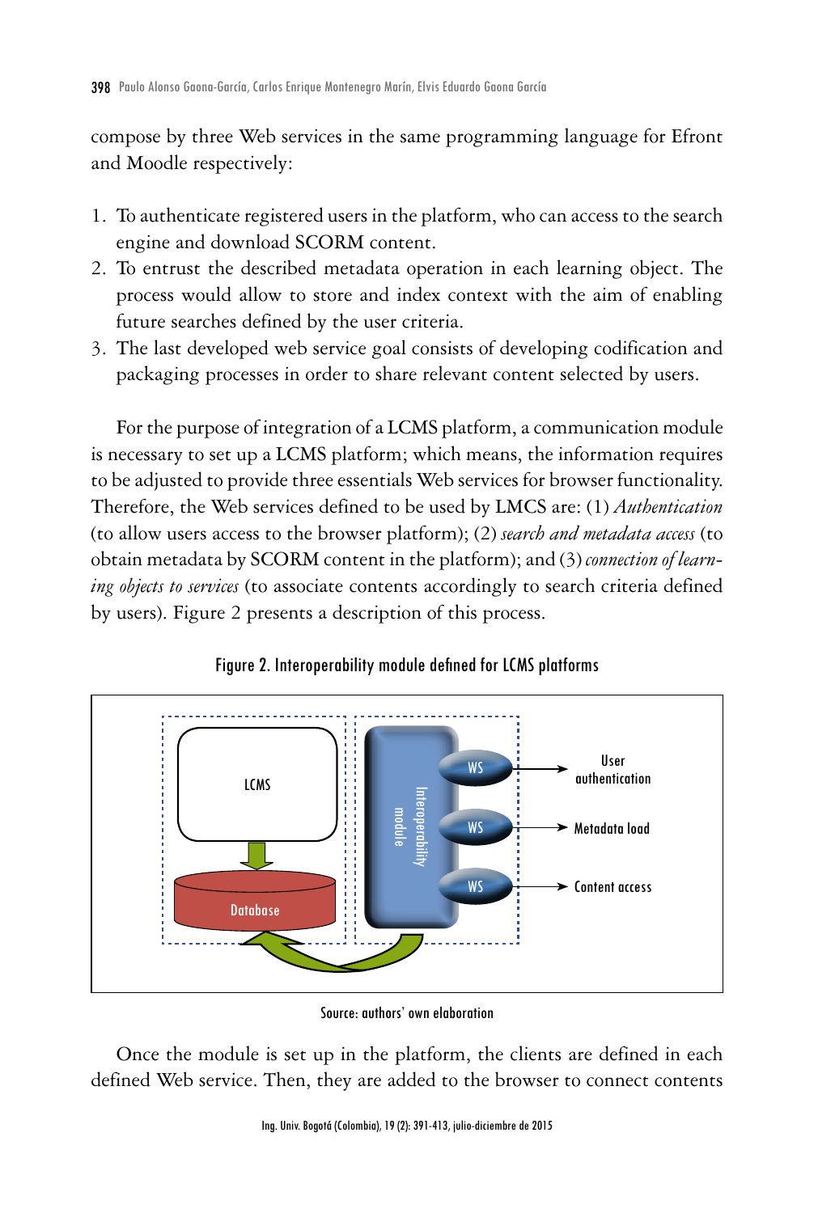compose by three Web services in the same programming language for Efront and Moodle respectively:

1. To authenticate registered users in the platform, who can access to the search engine and download SCORM content.
2. To entrust the described metadata operation in each learning object. The process would allow to store and index context with the aim of enabling future searches defined by the user criteria.
3. The last developed web service goal consists of developing codification and packaging processes in order to share relevant content selected by users.

For the purpose of integration of a LCMS platform, a communication module is necessary to set up a LCMS platform; which means, the information requires to be adjusted to provide three essentials Web services for browser functionality. Therefore, the Web services defined to be used by LMCS are: (1) *Authentication* (to allow users access to the browser platform); (2) *search and metadata access* (to obtain metadata by SCORM content in the platform); and (3) *connection of learning objects to services* (to associate contents accordingly to search criteria defined by users). Figure 2 presents a description of this process.

Figure 2. Interoperability module defined for LCMS platforms

LCMS

Database

Interoperability module

WS → User authentication

WS → Metadata load

WS → Content access

Source: authors' own elaboration

Once the module is set up in the platform, the clients are defined in each defined Web service. Then, they are added to the browser to connect contents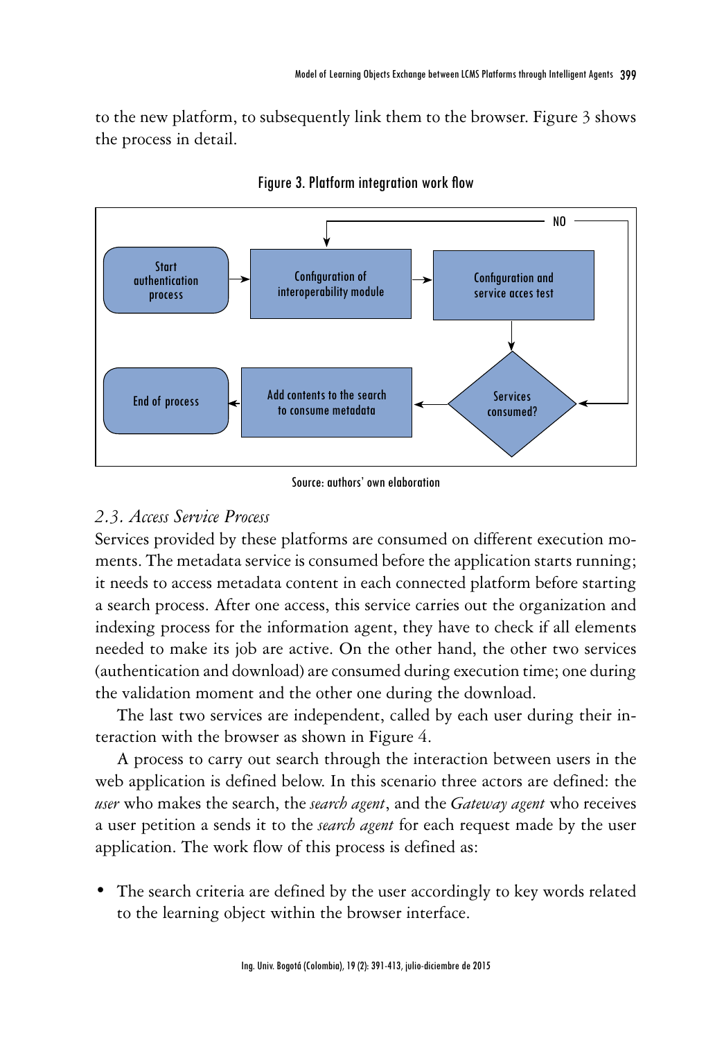to the new platform, to subsequently link them to the browser. Figure 3 shows the process in detail.

Figure 3. Platform integration work flow

Source: authors' own elaboration

### *2.3. Access Service Process*

Services provided by these platforms are consumed on different execution moments. The metadata service is consumed before the application starts running; it needs to access metadata content in each connected platform before starting a search process. After one access, this service carries out the organization and indexing process for the information agent, they have to check if all elements needed to make its job are active. On the other hand, the other two services (authentication and download) are consumed during execution time; one during the validation moment and the other one during the download.

The last two services are independent, called by each user during their interaction with the browser as shown in Figure 4.

A process to carry out search through the interaction between users in the web application is defined below. In this scenario three actors are defined: the *user* who makes the search, the *search agent*, and the *Gateway agent* who receives a user petition a sends it to the *search agent* for each request made by the user application. The work flow of this process is defined as:

- The search criteria are defined by the user accordingly to key words related to the learning object within the browser interface.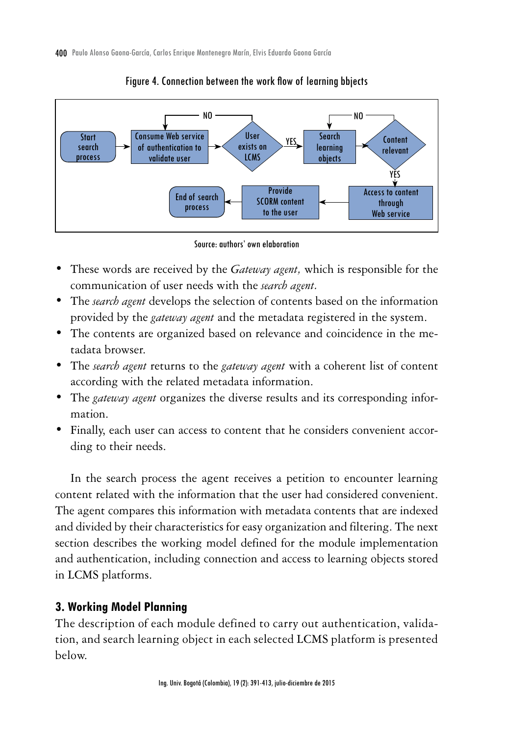Figure 4. Connection between the work flow of learning bbjects

Source: authors' own elaboration

- These words are received by the *Gateway agent,* which is responsible for the communication of user needs with the *search agent.*
- The *search agent* develops the selection of contents based on the information provided by the *gateway agent* and the metadata registered in the system.
- The contents are organized based on relevance and coincidence in the metadata browser.
- The *search agent* returns to the *gateway agent* with a coherent list of content according with the related metadata information.
- The *gateway agent* organizes the diverse results and its corresponding information.
- Finally, each user can access to content that he considers convenient according to their needs.

In the search process the agent receives a petition to encounter learning content related with the information that the user had considered convenient. The agent compares this information with metadata contents that are indexed and divided by their characteristics for easy organization and filtering. The next section describes the working model defined for the module implementation and authentication, including connection and access to learning objects stored in LCMS platforms.

## 3. Working Model Planning

The description of each module defined to carry out authentication, validation, and search learning object in each selected LCMS platform is presented below.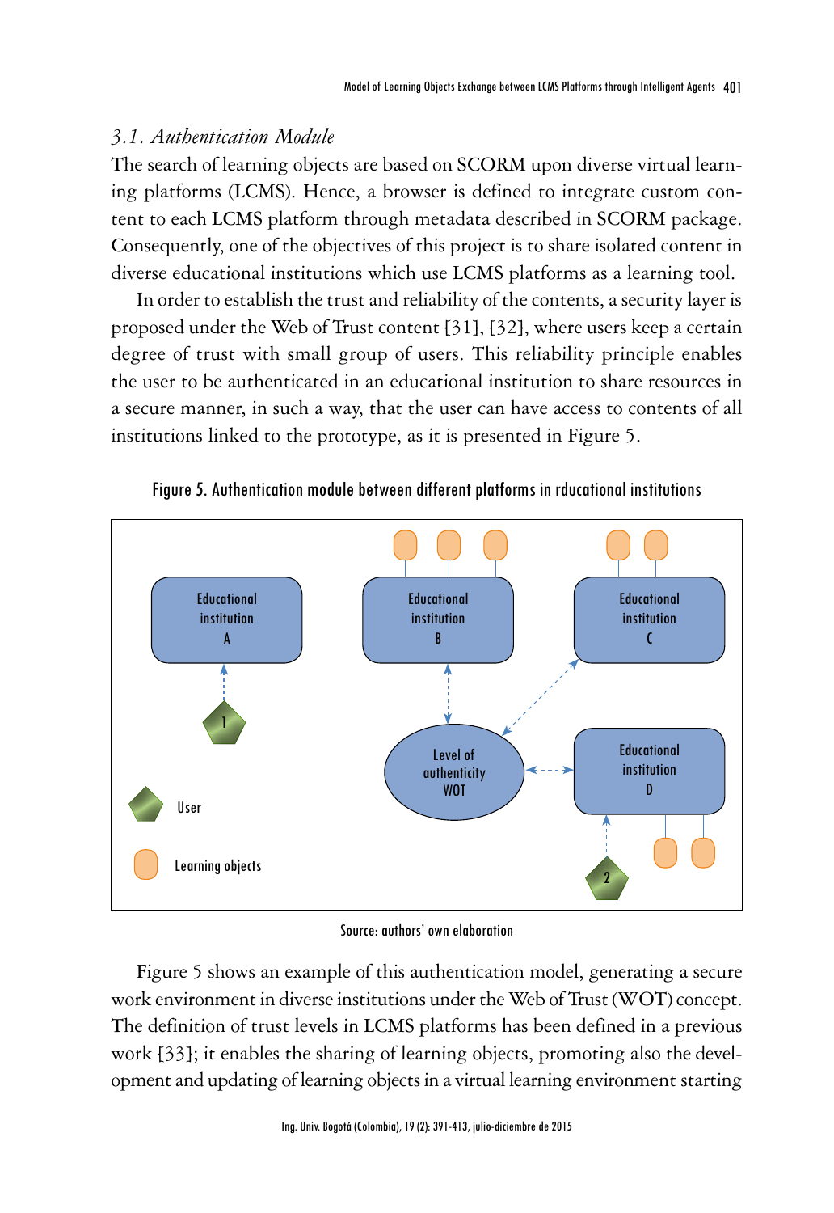### *3.1. Authentication Module*

The search of learning objects are based on SCORM upon diverse virtual learning platforms (LCMS). Hence, a browser is defined to integrate custom content to each LCMS platform through metadata described in SCORM package. Consequently, one of the objectives of this project is to share isolated content in diverse educational institutions which use LCMS platforms as a learning tool.

In order to establish the trust and reliability of the contents, a security layer is proposed under the Web of Trust content [31], [32], where users keep a certain degree of trust with small group of users. This reliability principle enables the user to be authenticated in an educational institution to share resources in a secure manner, in such a way, that the user can have access to contents of all institutions linked to the prototype, as it is presented in Figure 5.

Figure 5. Authentication module between different platforms in rducational institutions

Source: authors' own elaboration

Figure 5 shows an example of this authentication model, generating a secure work environment in diverse institutions under the Web of Trust (WOT) concept. The definition of trust levels in LCMS platforms has been defined in a previous work [33]; it enables the sharing of learning objects, promoting also the development and updating of learning objects in a virtual learning environment starting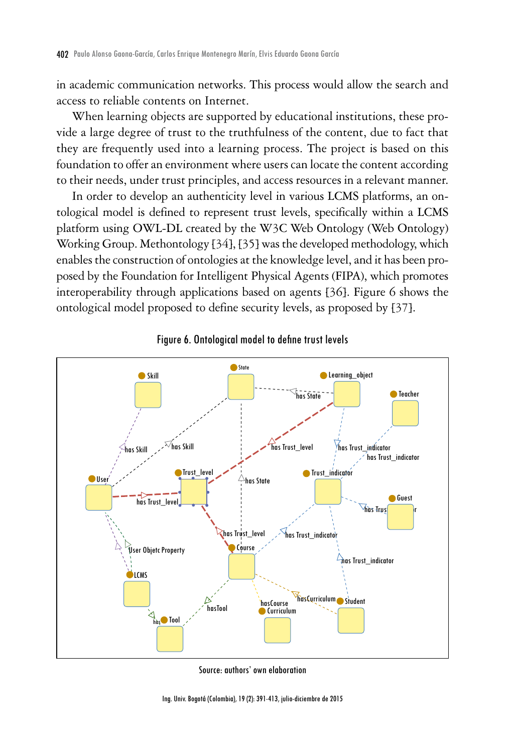in academic communication networks. This process would allow the search and access to reliable contents on Internet.

When learning objects are supported by educational institutions, these provide a large degree of trust to the truthfulness of the content, due to fact that they are frequently used into a learning process. The project is based on this foundation to offer an environment where users can locate the content according to their needs, under trust principles, and access resources in a relevant manner.

In order to develop an authenticity level in various LCMS platforms, an ontological model is defined to represent trust levels, specifically within a LCMS platform using OWL-DL created by the W3C Web Ontology (Web Ontology) Working Group. Methontology [34], [35] was the developed methodology, which enables the construction of ontologies at the knowledge level, and it has been proposed by the Foundation for Intelligent Physical Agents (FIPA), which promotes interoperability through applications based on agents [36]. Figure 6 shows the ontological model proposed to define security levels, as proposed by [37].

Figure 6. Ontological model to define trust levels

Source: authors' own elaboration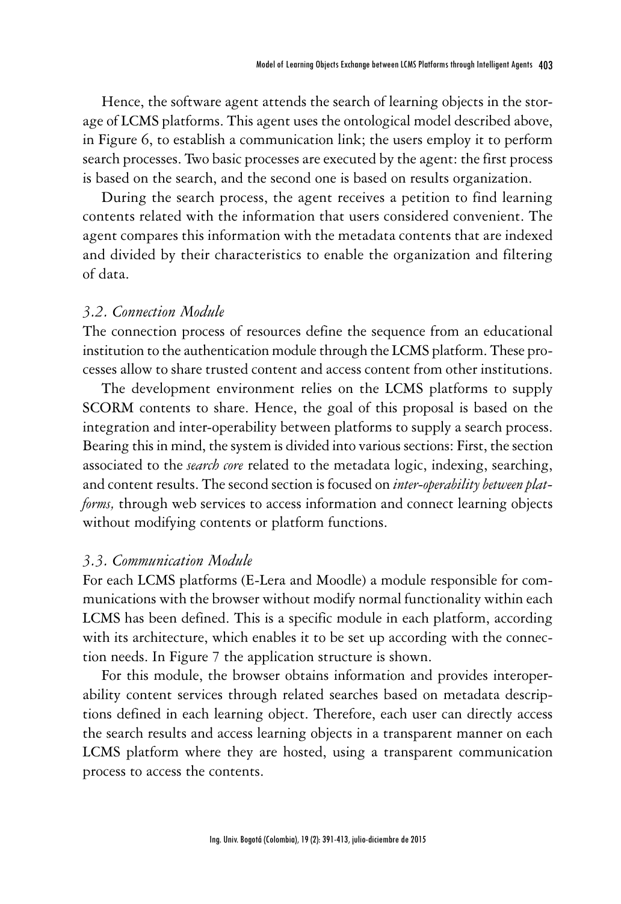Hence, the software agent attends the search of learning objects in the storage of LCMS platforms. This agent uses the ontological model described above, in Figure 6, to establish a communication link; the users employ it to perform search processes. Two basic processes are executed by the agent: the first process is based on the search, and the second one is based on results organization.

During the search process, the agent receives a petition to find learning contents related with the information that users considered convenient. The agent compares this information with the metadata contents that are indexed and divided by their characteristics to enable the organization and filtering of data.

### *3.2. Connection Module*

The connection process of resources define the sequence from an educational institution to the authentication module through the LCMS platform. These processes allow to share trusted content and access content from other institutions.

The development environment relies on the LCMS platforms to supply SCORM contents to share. Hence, the goal of this proposal is based on the integration and inter-operability between platforms to supply a search process. Bearing this in mind, the system is divided into various sections: First, the section associated to the *search core* related to the metadata logic, indexing, searching, and content results. The second section is focused on *inter-operability between platforms,* through web services to access information and connect learning objects without modifying contents or platform functions.

### *3.3. Communication Module*

For each LCMS platforms (E-Lera and Moodle) a module responsible for communications with the browser without modify normal functionality within each LCMS has been defined. This is a specific module in each platform, according with its architecture, which enables it to be set up according with the connection needs. In Figure 7 the application structure is shown.

For this module, the browser obtains information and provides interoperability content services through related searches based on metadata descriptions defined in each learning object. Therefore, each user can directly access the search results and access learning objects in a transparent manner on each LCMS platform where they are hosted, using a transparent communication process to access the contents.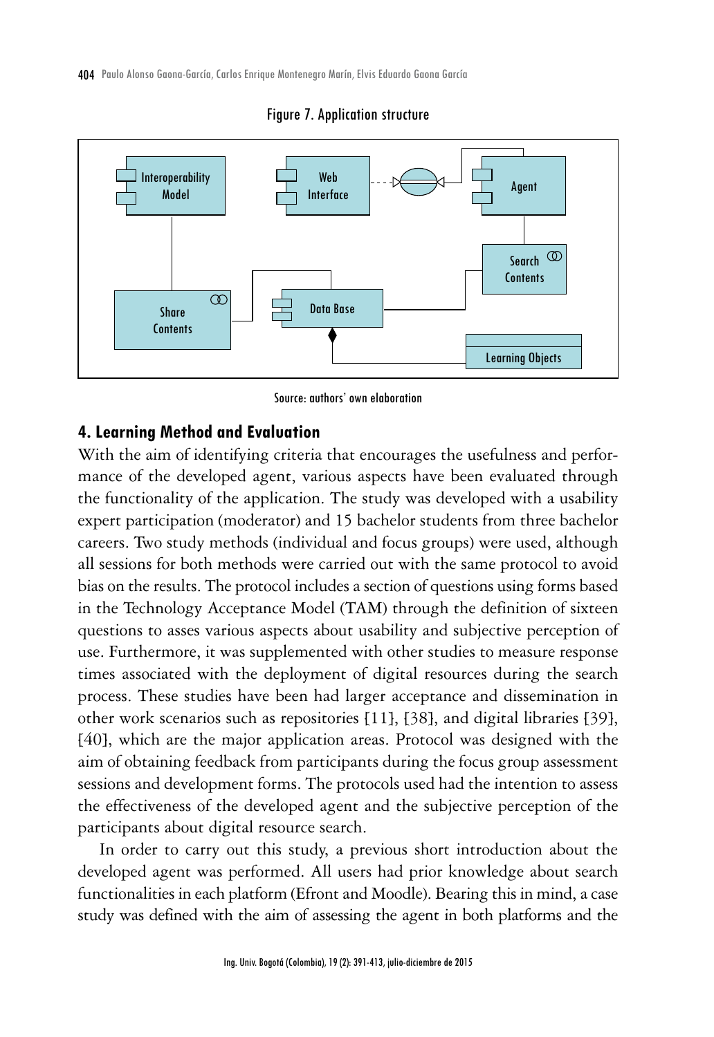Figure 7. Application structure

Source: authors' own elaboration

## 4. Learning Method and Evaluation

With the aim of identifying criteria that encourages the usefulness and performance of the developed agent, various aspects have been evaluated through the functionality of the application. The study was developed with a usability expert participation (moderator) and 15 bachelor students from three bachelor careers. Two study methods (individual and focus groups) were used, although all sessions for both methods were carried out with the same protocol to avoid bias on the results. The protocol includes a section of questions using forms based in the Technology Acceptance Model (TAM) through the definition of sixteen questions to asses various aspects about usability and subjective perception of use. Furthermore, it was supplemented with other studies to measure response times associated with the deployment of digital resources during the search process. These studies have been had larger acceptance and dissemination in other work scenarios such as repositories [11], [38], and digital libraries [39], [40], which are the major application areas. Protocol was designed with the aim of obtaining feedback from participants during the focus group assessment sessions and development forms. The protocols used had the intention to assess the effectiveness of the developed agent and the subjective perception of the participants about digital resource search.

In order to carry out this study, a previous short introduction about the developed agent was performed. All users had prior knowledge about search functionalities in each platform (Efront and Moodle). Bearing this in mind, a case study was defined with the aim of assessing the agent in both platforms and the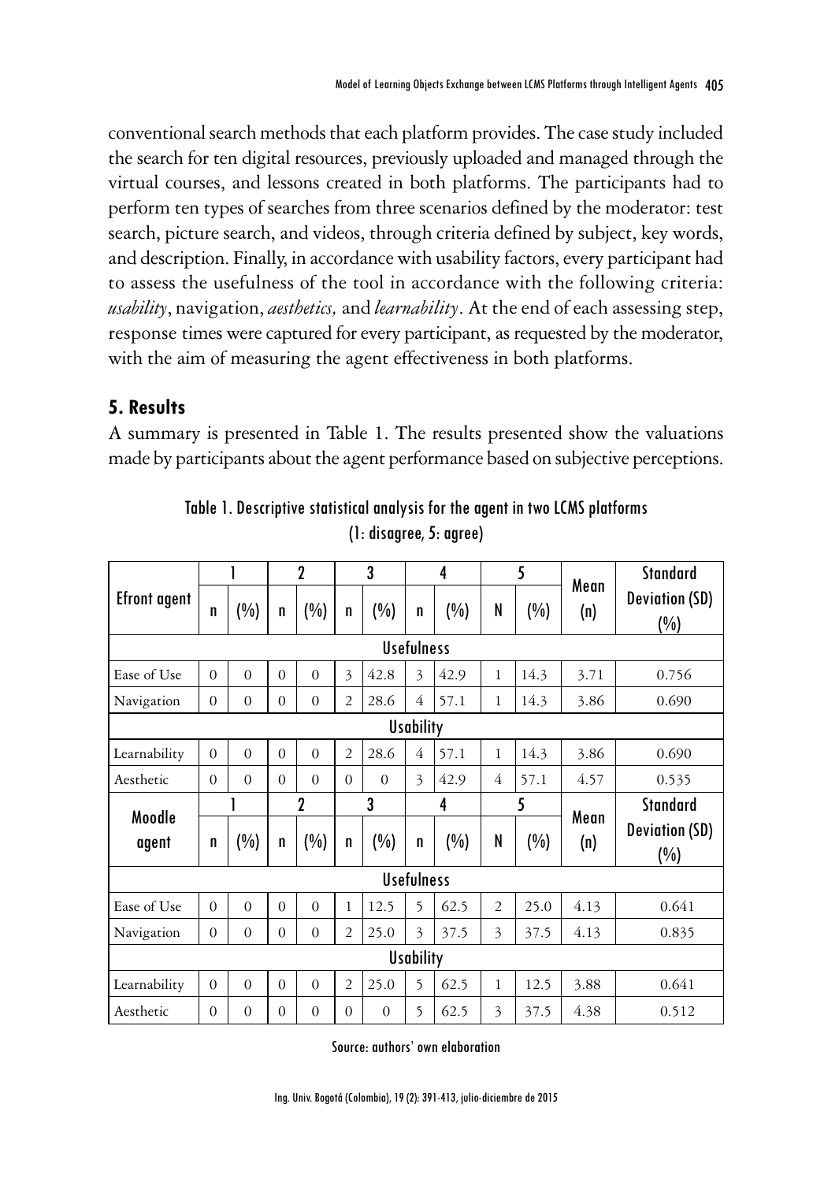conventional search methods that each platform provides. The case study included the search for ten digital resources, previously uploaded and managed through the virtual courses, and lessons created in both platforms. The participants had to perform ten types of searches from three scenarios defined by the moderator: test search, picture search, and videos, through criteria defined by subject, key words, and description. Finally, in accordance with usability factors, every participant had to assess the usefulness of the tool in accordance with the following criteria: *usability*, navigation, *aesthetics,* and *learnability*. At the end of each assessing step, response times were captured for every participant, as requested by the moderator, with the aim of measuring the agent effectiveness in both platforms.

## 5. Results

A summary is presented in Table 1. The results presented show the valuations made by participants about the agent performance based on subjective perceptions.

Table 1. Descriptive statistical analysis for the agent in two LCMS platforms (1: disagree, 5: agree)

| Efront agent | 1 | | 2 | | 3 | | 4 | | 5 | | Mean (n) | Standard Deviation (SD) (%) |
|---|---|---|---|---|---|---|---|---|---|---|---|---|
| | n | (%) | n | (%) | n | (%) | n | (%) | N | (%) | | |
| **Usefulness** | | | | | | | | | | | | |
| Ease of Use | 0 | 0 | 0 | 0 | 3 | 42.8 | 3 | 42.9 | 1 | 14.3 | 3.71 | 0.756 |
| Navigation | 0 | 0 | 0 | 0 | 2 | 28.6 | 4 | 57.1 | 1 | 14.3 | 3.86 | 0.690 |
| **Usability** | | | | | | | | | | | | |
| Learnability | 0 | 0 | 0 | 0 | 2 | 28.6 | 4 | 57.1 | 1 | 14.3 | 3.86 | 0.690 |
| Aesthetic | 0 | 0 | 0 | 0 | 0 | 0 | 3 | 42.9 | 4 | 57.1 | 4.57 | 0.535 |
| **Moodle agent** | **1** | | **2** | | **3** | | **4** | | **5** | | **Mean (n)** | **Standard Deviation (SD) (%)** |
| | n | (%) | n | (%) | n | (%) | n | (%) | N | (%) | | |
| **Usefulness** | | | | | | | | | | | | |
| Ease of Use | 0 | 0 | 0 | 0 | 1 | 12.5 | 5 | 62.5 | 2 | 25.0 | 4.13 | 0.641 |
| Navigation | 0 | 0 | 0 | 0 | 2 | 25.0 | 3 | 37.5 | 3 | 37.5 | 4.13 | 0.835 |
| **Usability** | | | | | | | | | | | | |
| Learnability | 0 | 0 | 0 | 0 | 2 | 25.0 | 5 | 62.5 | 1 | 12.5 | 3.88 | 0.641 |
| Aesthetic | 0 | 0 | 0 | 0 | 0 | 0 | 5 | 62.5 | 3 | 37.5 | 4.38 | 0.512 |

Source: authors' own elaboration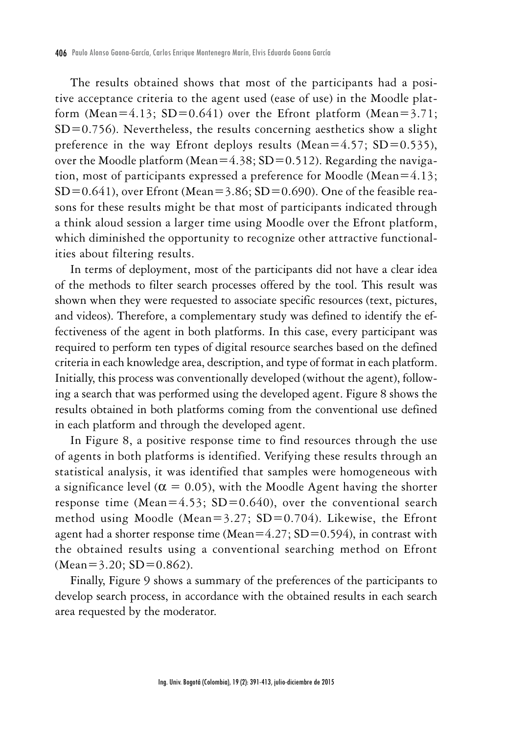The results obtained shows that most of the participants had a positive acceptance criteria to the agent used (ease of use) in the Moodle platform (Mean=4.13; SD=0.641) over the Efront platform (Mean=3.71; SD=0.756). Nevertheless, the results concerning aesthetics show a slight preference in the way Efront deploys results (Mean=4.57; SD=0.535), over the Moodle platform (Mean=4.38; SD=0.512). Regarding the navigation, most of participants expressed a preference for Moodle (Mean=4.13; SD=0.641), over Efront (Mean=3.86; SD=0.690). One of the feasible reasons for these results might be that most of participants indicated through a think aloud session a larger time using Moodle over the Efront platform, which diminished the opportunity to recognize other attractive functionalities about filtering results.

In terms of deployment, most of the participants did not have a clear idea of the methods to filter search processes offered by the tool. This result was shown when they were requested to associate specific resources (text, pictures, and videos). Therefore, a complementary study was defined to identify the effectiveness of the agent in both platforms. In this case, every participant was required to perform ten types of digital resource searches based on the defined criteria in each knowledge area, description, and type of format in each platform. Initially, this process was conventionally developed (without the agent), following a search that was performed using the developed agent. Figure 8 shows the results obtained in both platforms coming from the conventional use defined in each platform and through the developed agent.

In Figure 8, a positive response time to find resources through the use of agents in both platforms is identified. Verifying these results through an statistical analysis, it was identified that samples were homogeneous with a significance level ($\alpha = 0.05$), with the Moodle Agent having the shorter response time (Mean=4.53; SD=0.640), over the conventional search method using Moodle (Mean=3.27; SD=0.704). Likewise, the Efront agent had a shorter response time (Mean=4.27; SD=0.594), in contrast with the obtained results using a conventional searching method on Efront (Mean=3.20; SD=0.862).

Finally, Figure 9 shows a summary of the preferences of the participants to develop search process, in accordance with the obtained results in each search area requested by the moderator.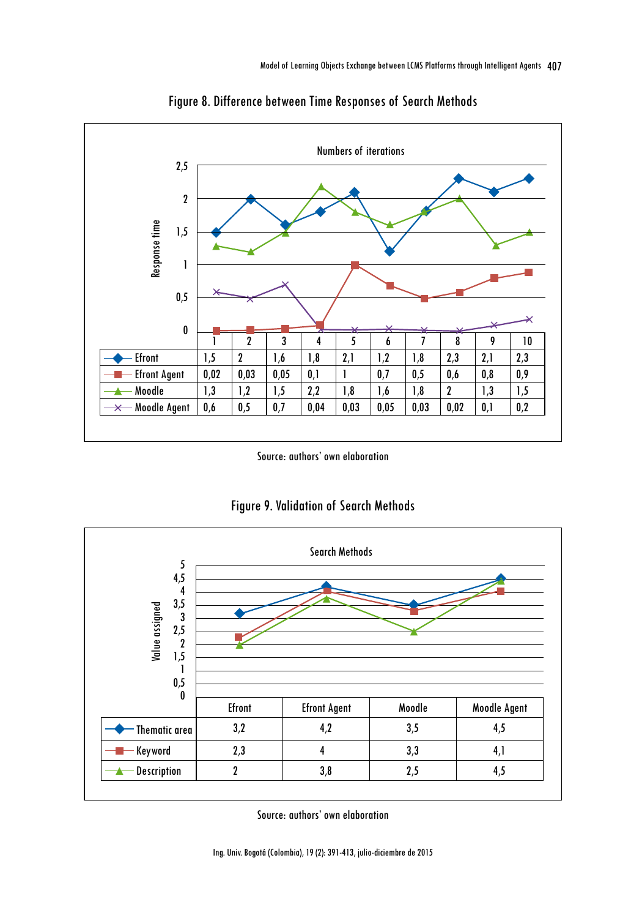Figure 8. Difference between Time Responses of Search Methods

Numbers of iterations

| | 1 | 2 | 3 | 4 | 5 | 6 | 7 | 8 | 9 | 10 |
|---|---|---|---|---|---|---|---|---|---|---|
| Efront | 1,5 | 2 | 1,6 | 1,8 | 2,1 | 1,2 | 1,8 | 2,3 | 2,1 | 2,3 |
| Efront Agent | 0,02 | 0,03 | 0,05 | 0,1 | 1 | 0,7 | 0,5 | 0,6 | 0,8 | 0,9 |
| Moodle | 1,3 | 1,2 | 1,5 | 2,2 | 1,8 | 1,6 | 1,8 | 2 | 1,3 | 1,5 |
| Moodle Agent | 0,6 | 0,5 | 0,7 | 0,04 | 0,03 | 0,05 | 0,03 | 0,02 | 0,1 | 0,2 |

Source: authors' own elaboration

Figure 9. Validation of Search Methods

Search Methods

| | Efront | Efront Agent | Moodle | Moodle Agent |
|---|---|---|---|---|
| Thematic area | 3,2 | 4,2 | 3,5 | 4,5 |
| Keyword | 2,3 | 4 | 3,3 | 4,1 |
| Description | 2 | 3,8 | 2,5 | 4,5 |

Source: authors' own elaboration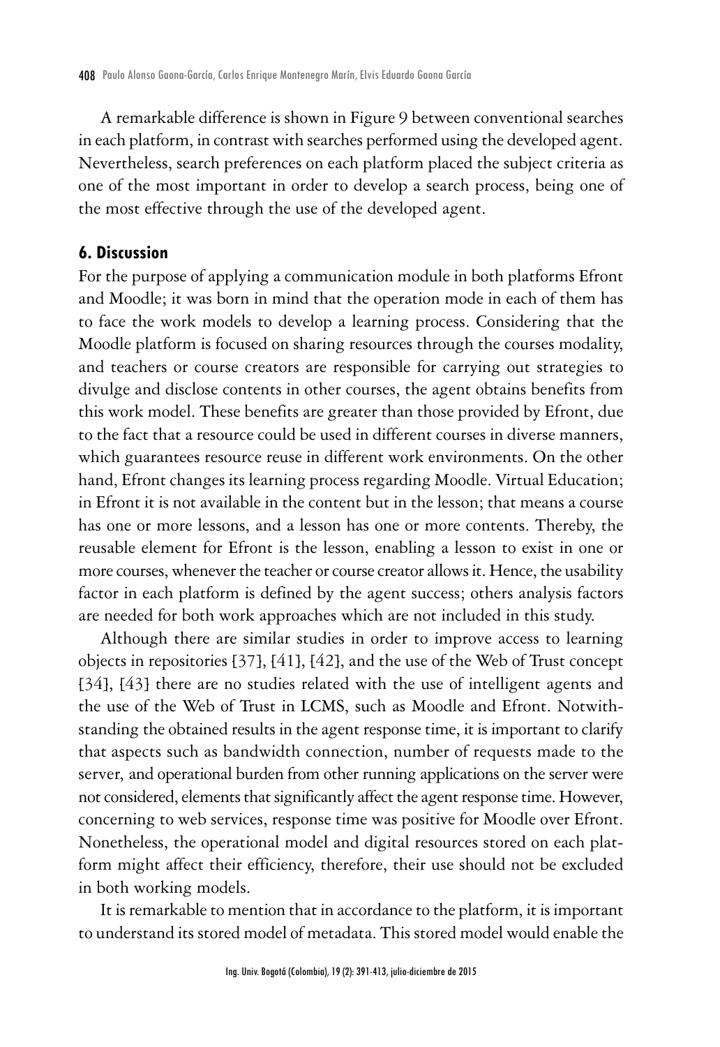A remarkable difference is shown in Figure 9 between conventional searches in each platform, in contrast with searches performed using the developed agent. Nevertheless, search preferences on each platform placed the subject criteria as one of the most important in order to develop a search process, being one of the most effective through the use of the developed agent.

## 6. Discussion

For the purpose of applying a communication module in both platforms Efront and Moodle; it was born in mind that the operation mode in each of them has to face the work models to develop a learning process. Considering that the Moodle platform is focused on sharing resources through the courses modality, and teachers or course creators are responsible for carrying out strategies to divulge and disclose contents in other courses, the agent obtains benefits from this work model. These benefits are greater than those provided by Efront, due to the fact that a resource could be used in different courses in diverse manners, which guarantees resource reuse in different work environments. On the other hand, Efront changes its learning process regarding Moodle. Virtual Education; in Efront it is not available in the content but in the lesson; that means a course has one or more lessons, and a lesson has one or more contents. Thereby, the reusable element for Efront is the lesson, enabling a lesson to exist in one or more courses, whenever the teacher or course creator allows it. Hence, the usability factor in each platform is defined by the agent success; others analysis factors are needed for both work approaches which are not included in this study.

Although there are similar studies in order to improve access to learning objects in repositories [37], [41], [42], and the use of the Web of Trust concept [34], [43] there are no studies related with the use of intelligent agents and the use of the Web of Trust in LCMS, such as Moodle and Efront. Notwithstanding the obtained results in the agent response time, it is important to clarify that aspects such as bandwidth connection, number of requests made to the server, and operational burden from other running applications on the server were not considered, elements that significantly affect the agent response time. However, concerning to web services, response time was positive for Moodle over Efront. Nonetheless, the operational model and digital resources stored on each platform might affect their efficiency, therefore, their use should not be excluded in both working models.

It is remarkable to mention that in accordance to the platform, it is important to understand its stored model of metadata. This stored model would enable the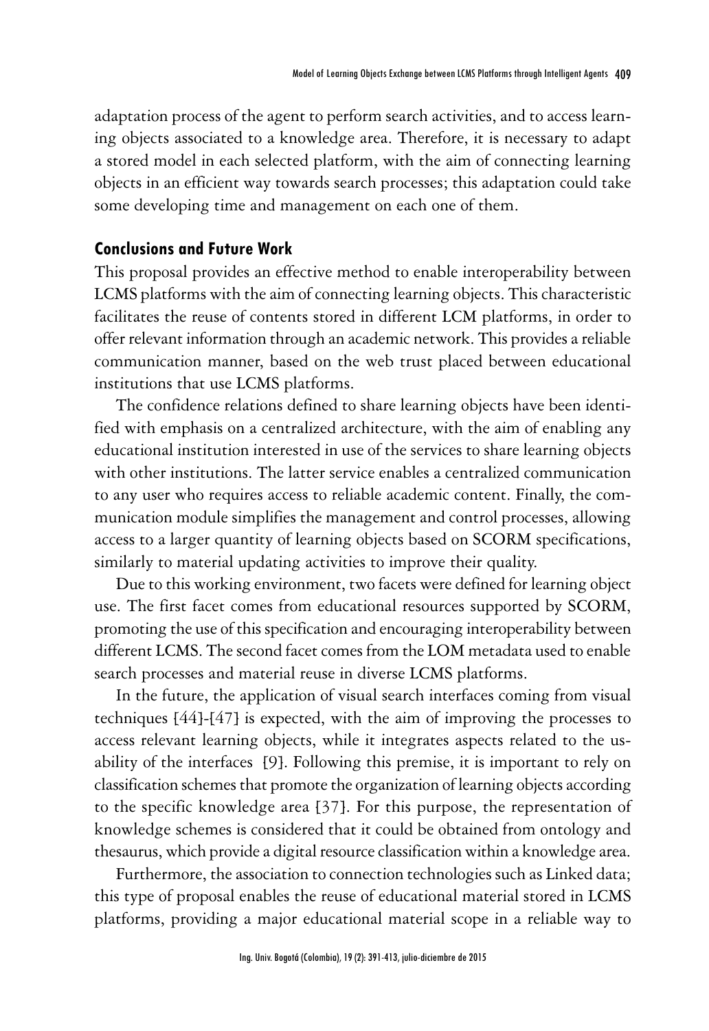adaptation process of the agent to perform search activities, and to access learning objects associated to a knowledge area. Therefore, it is necessary to adapt a stored model in each selected platform, with the aim of connecting learning objects in an efficient way towards search processes; this adaptation could take some developing time and management on each one of them.

## Conclusions and Future Work

This proposal provides an effective method to enable interoperability between LCMS platforms with the aim of connecting learning objects. This characteristic facilitates the reuse of contents stored in different LCM platforms, in order to offer relevant information through an academic network. This provides a reliable communication manner, based on the web trust placed between educational institutions that use LCMS platforms.

The confidence relations defined to share learning objects have been identified with emphasis on a centralized architecture, with the aim of enabling any educational institution interested in use of the services to share learning objects with other institutions. The latter service enables a centralized communication to any user who requires access to reliable academic content. Finally, the communication module simplifies the management and control processes, allowing access to a larger quantity of learning objects based on SCORM specifications, similarly to material updating activities to improve their quality.

Due to this working environment, two facets were defined for learning object use. The first facet comes from educational resources supported by SCORM, promoting the use of this specification and encouraging interoperability between different LCMS. The second facet comes from the LOM metadata used to enable search processes and material reuse in diverse LCMS platforms.

In the future, the application of visual search interfaces coming from visual techniques [44]-[47] is expected, with the aim of improving the processes to access relevant learning objects, while it integrates aspects related to the usability of the interfaces [9]. Following this premise, it is important to rely on classification schemes that promote the organization of learning objects according to the specific knowledge area [37]. For this purpose, the representation of knowledge schemes is considered that it could be obtained from ontology and thesaurus, which provide a digital resource classification within a knowledge area.

Furthermore, the association to connection technologies such as Linked data; this type of proposal enables the reuse of educational material stored in LCMS platforms, providing a major educational material scope in a reliable way to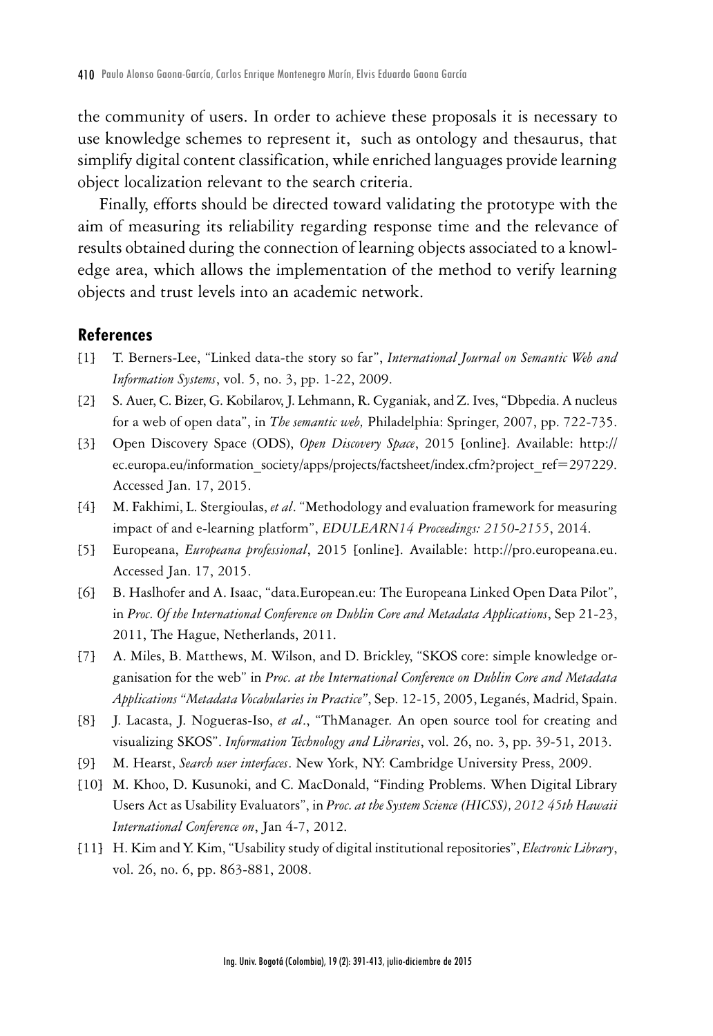the community of users. In order to achieve these proposals it is necessary to use knowledge schemes to represent it, such as ontology and thesaurus, that simplify digital content classification, while enriched languages provide learning object localization relevant to the search criteria.

Finally, efforts should be directed toward validating the prototype with the aim of measuring its reliability regarding response time and the relevance of results obtained during the connection of learning objects associated to a knowledge area, which allows the implementation of the method to verify learning objects and trust levels into an academic network.

## References

[1] T. Berners-Lee, "Linked data-the story so far", *International Journal on Semantic Web and Information Systems*, vol. 5, no. 3, pp. 1-22, 2009.

[2] S. Auer, C. Bizer, G. Kobilarov, J. Lehmann, R. Cyganiak, and Z. Ives, "Dbpedia. A nucleus for a web of open data", in *The semantic web,* Philadelphia: Springer, 2007, pp. 722-735.

[3] Open Discovery Space (ODS), *Open Discovery Space*, 2015 [online]. Available: http://ec.europa.eu/information_society/apps/projects/factsheet/index.cfm?project_ref=297229. Accessed Jan. 17, 2015.

[4] M. Fakhimi, L. Stergioulas, *et al*. "Methodology and evaluation framework for measuring impact of and e-learning platform", *EDULEARN14 Proceedings: 2150-2155*, 2014.

[5] Europeana, *Europeana professional*, 2015 [online]. Available: http://pro.europeana.eu. Accessed Jan. 17, 2015.

[6] B. Haslhofer and A. Isaac, "data.European.eu: The Europeana Linked Open Data Pilot", in *Proc. Of the International Conference on Dublin Core and Metadata Applications*, Sep 21-23, 2011, The Hague, Netherlands, 2011.

[7] A. Miles, B. Matthews, M. Wilson, and D. Brickley, "SKOS core: simple knowledge organisation for the web" in *Proc. at the International Conference on Dublin Core and Metadata Applications "Metadata Vocabularies in Practice"*, Sep. 12-15, 2005, Leganés, Madrid, Spain.

[8] J. Lacasta, J. Nogueras-Iso, *et al*., "ThManager. An open source tool for creating and visualizing SKOS". *Information Technology and Libraries*, vol. 26, no. 3, pp. 39-51, 2013.

[9] M. Hearst, *Search user interfaces*. New York, NY: Cambridge University Press, 2009.

[10] M. Khoo, D. Kusunoki, and C. MacDonald, "Finding Problems. When Digital Library Users Act as Usability Evaluators", in *Proc. at the System Science (HICSS), 2012 45th Hawaii International Conference on*, Jan 4-7, 2012.

[11] H. Kim and Y. Kim, "Usability study of digital institutional repositories", *Electronic Library*, vol. 26, no. 6, pp. 863-881, 2008.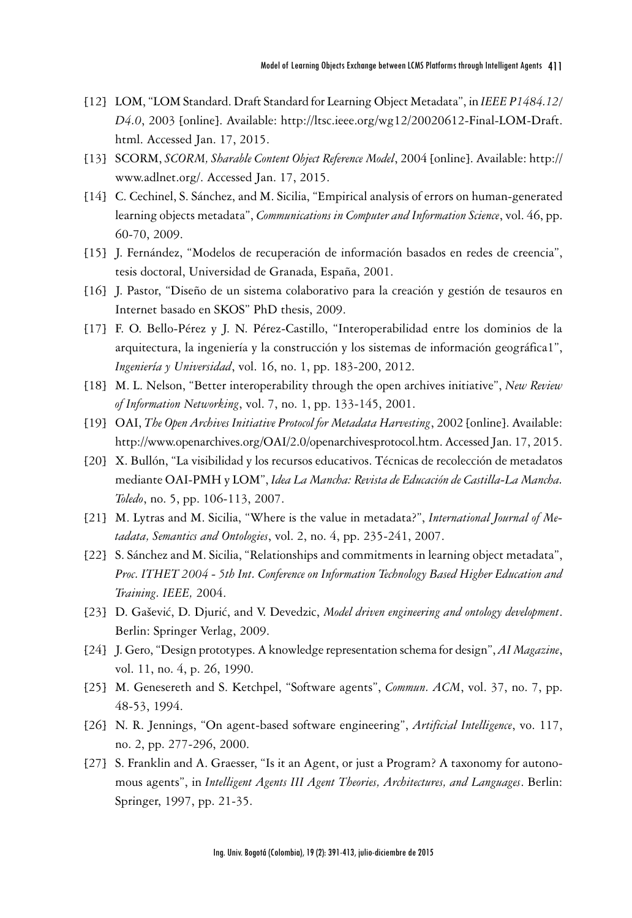[12] LOM, "LOM Standard. Draft Standard for Learning Object Metadata", in *IEEE P1484.12/ D4.0*, 2003 [online]. Available: http://ltsc.ieee.org/wg12/20020612-Final-LOM-Draft.html. Accessed Jan. 17, 2015.

[13] SCORM, *SCORM, Sharable Content Object Reference Model*, 2004 [online]. Available: http://www.adlnet.org/. Accessed Jan. 17, 2015.

[14] C. Cechinel, S. Sánchez, and M. Sicilia, "Empirical analysis of errors on human-generated learning objects metadata", *Communications in Computer and Information Science*, vol. 46, pp. 60-70, 2009.

[15] J. Fernández, "Modelos de recuperación de información basados en redes de creencia", tesis doctoral, Universidad de Granada, España, 2001.

[16] J. Pastor, "Diseño de un sistema colaborativo para la creación y gestión de tesauros en Internet basado en SKOS" PhD thesis, 2009.

[17] F. O. Bello-Pérez y J. N. Pérez-Castillo, "Interoperabilidad entre los dominios de la arquitectura, la ingeniería y la construcción y los sistemas de información geográfica1", *Ingeniería y Universidad*, vol. 16, no. 1, pp. 183-200, 2012.

[18] M. L. Nelson, "Better interoperability through the open archives initiative", *New Review of Information Networking*, vol. 7, no. 1, pp. 133-145, 2001.

[19] OAI, *The Open Archives Initiative Protocol for Metadata Harvesting*, 2002 [online]. Available: http://www.openarchives.org/OAI/2.0/openarchivesprotocol.htm. Accessed Jan. 17, 2015.

[20] X. Bullón, "La visibilidad y los recursos educativos. Técnicas de recolección de metadatos mediante OAI-PMH y LOM", *Idea La Mancha: Revista de Educación de Castilla-La Mancha. Toledo*, no. 5, pp. 106-113, 2007.

[21] M. Lytras and M. Sicilia, "Where is the value in metadata?", *International Journal of Metadata, Semantics and Ontologies*, vol. 2, no. 4, pp. 235-241, 2007.

[22] S. Sánchez and M. Sicilia, "Relationships and commitments in learning object metadata", *Proc. ITHET 2004 - 5th Int. Conference on Information Technology Based Higher Education and Training. IEEE,* 2004.

[23] D. Gašević, D. Djurić, and V. Devedzic, *Model driven engineering and ontology development*. Berlin: Springer Verlag, 2009.

[24] J. Gero, "Design prototypes. A knowledge representation schema for design", *AI Magazine*, vol. 11, no. 4, p. 26, 1990.

[25] M. Genesereth and S. Ketchpel, "Software agents", *Commun. ACM*, vol. 37, no. 7, pp. 48-53, 1994.

[26] N. R. Jennings, "On agent-based software engineering", *Artificial Intelligence*, vo. 117, no. 2, pp. 277-296, 2000.

[27] S. Franklin and A. Graesser, "Is it an Agent, or just a Program? A taxonomy for autonomous agents", in *Intelligent Agents III Agent Theories, Architectures, and Languages*. Berlin: Springer, 1997, pp. 21-35.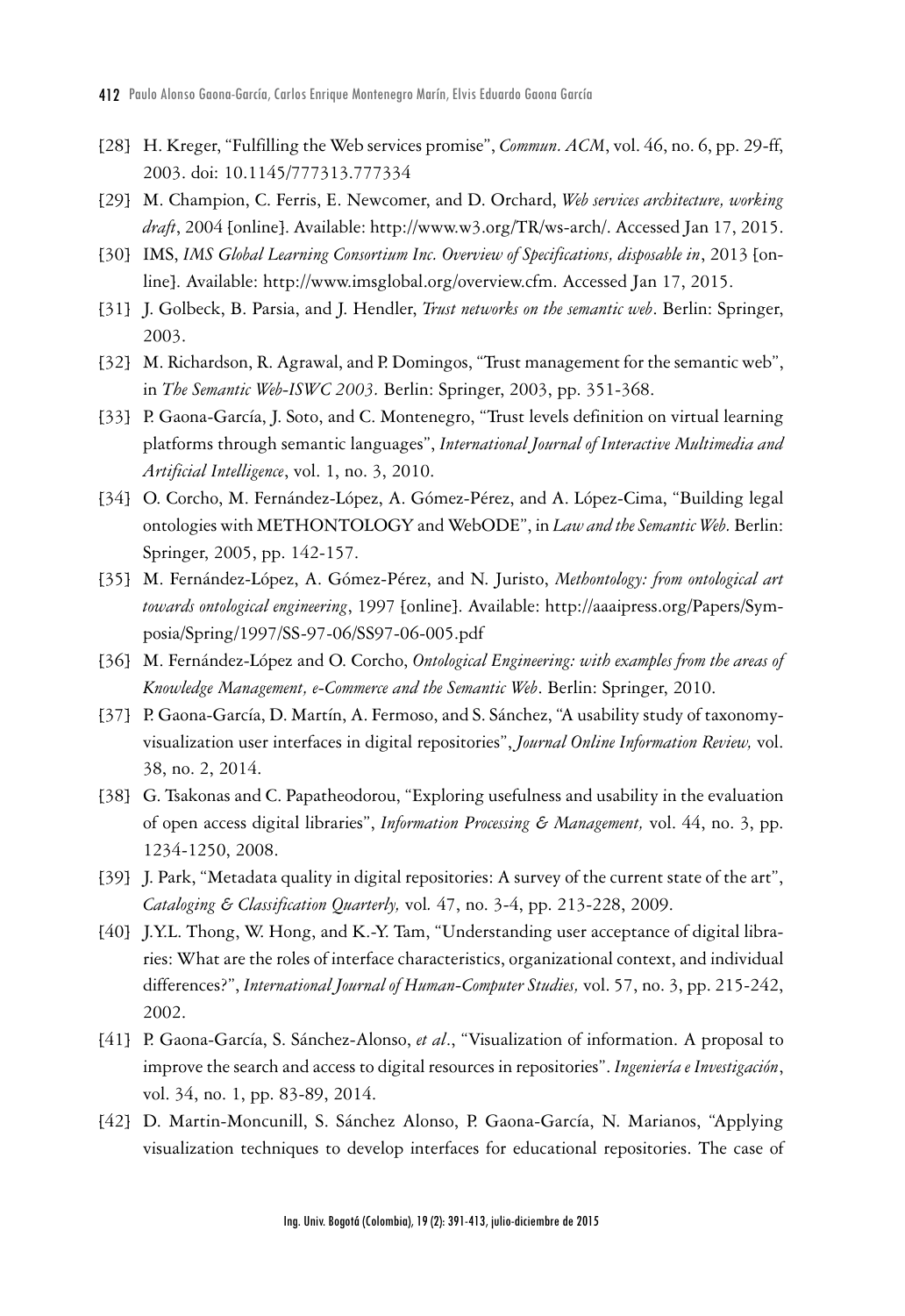[28] H. Kreger, "Fulfilling the Web services promise", *Commun. ACM*, vol. 46, no. 6, pp. 29-ff, 2003. doi: 10.1145/777313.777334

[29] M. Champion, C. Ferris, E. Newcomer, and D. Orchard, *Web services architecture, working draft*, 2004 [online]. Available: http://www.w3.org/TR/ws-arch/. Accessed Jan 17, 2015.

[30] IMS, *IMS Global Learning Consortium Inc. Overview of Specifications, disposable in*, 2013 [online]. Available: http://www.imsglobal.org/overview.cfm. Accessed Jan 17, 2015.

[31] J. Golbeck, B. Parsia, and J. Hendler, *Trust networks on the semantic web*. Berlin: Springer, 2003.

[32] M. Richardson, R. Agrawal, and P. Domingos, "Trust management for the semantic web", in *The Semantic Web-ISWC 2003.* Berlin: Springer, 2003, pp. 351-368.

[33] P. Gaona-García, J. Soto, and C. Montenegro, "Trust levels definition on virtual learning platforms through semantic languages", *International Journal of Interactive Multimedia and Artificial Intelligence*, vol. 1, no. 3, 2010.

[34] O. Corcho, M. Fernández-López, A. Gómez-Pérez, and A. López-Cima, "Building legal ontologies with METHONTOLOGY and WebODE", in *Law and the Semantic Web.* Berlin: Springer, 2005, pp. 142-157.

[35] M. Fernández-López, A. Gómez-Pérez, and N. Juristo, *Methontology: from ontological art towards ontological engineering*, 1997 [online]. Available: http://aaaipress.org/Papers/Symposia/Spring/1997/SS-97-06/SS97-06-005.pdf

[36] M. Fernández-López and O. Corcho, *Ontological Engineering: with examples from the areas of Knowledge Management, e-Commerce and the Semantic Web*. Berlin: Springer, 2010.

[37] P. Gaona-García, D. Martín, A. Fermoso, and S. Sánchez, "A usability study of taxonomy-visualization user interfaces in digital repositories", *Journal Online Information Review,* vol. 38, no. 2, 2014.

[38] G. Tsakonas and C. Papatheodorou, "Exploring usefulness and usability in the evaluation of open access digital libraries", *Information Processing & Management,* vol. 44, no. 3, pp. 1234-1250, 2008.

[39] J. Park, "Metadata quality in digital repositories: A survey of the current state of the art", *Cataloging & Classification Quarterly,* vol. 47, no. 3-4, pp. 213-228, 2009.

[40] J.Y.L. Thong, W. Hong, and K.-Y. Tam, "Understanding user acceptance of digital libraries: What are the roles of interface characteristics, organizational context, and individual differences?", *International Journal of Human-Computer Studies,* vol. 57, no. 3, pp. 215-242, 2002.

[41] P. Gaona-García, S. Sánchez-Alonso, *et al*., "Visualization of information. A proposal to improve the search and access to digital resources in repositories". *Ingeniería e Investigación*, vol. 34, no. 1, pp. 83-89, 2014.

[42] D. Martin-Moncunill, S. Sánchez Alonso, P. Gaona-García, N. Marianos, "Applying visualization techniques to develop interfaces for educational repositories. The case of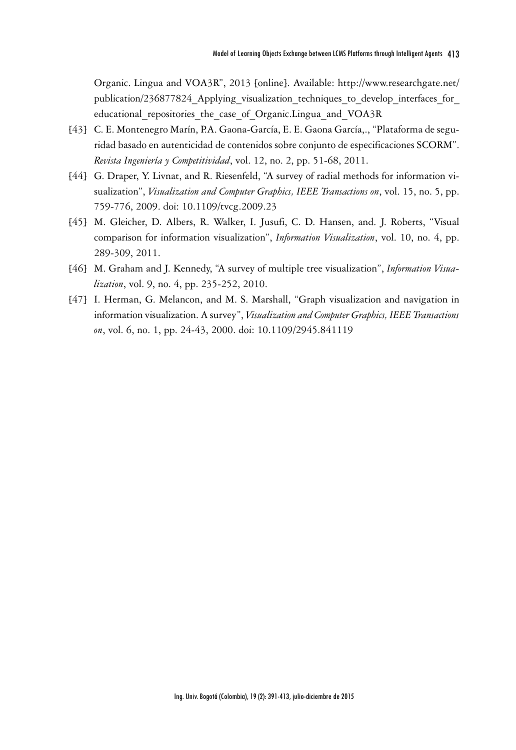Organic. Lingua and VOA3R", 2013 [online]. Available: http://www.researchgate.net/publication/236877824_Applying_visualization_techniques_to_develop_interfaces_for_educational_repositories_the_case_of_Organic.Lingua_and_VOA3R

[43] C. E. Montenegro Marín, P.A. Gaona-García, E. E. Gaona García,., "Plataforma de seguridad basado en autenticidad de contenidos sobre conjunto de especificaciones SCORM". *Revista Ingeniería y Competitividad*, vol. 12, no. 2, pp. 51-68, 2011.

[44] G. Draper, Y. Livnat, and R. Riesenfeld, "A survey of radial methods for information visualization", *Visualization and Computer Graphics, IEEE Transactions on*, vol. 15, no. 5, pp. 759-776, 2009. doi: 10.1109/tvcg.2009.23

[45] M. Gleicher, D. Albers, R. Walker, I. Jusufi, C. D. Hansen, and. J. Roberts, "Visual comparison for information visualization", *Information Visualization*, vol. 10, no. 4, pp. 289-309, 2011.

[46] M. Graham and J. Kennedy, "A survey of multiple tree visualization", *Information Visualization*, vol. 9, no. 4, pp. 235-252, 2010.

[47] I. Herman, G. Melancon, and M. S. Marshall, "Graph visualization and navigation in information visualization. A survey", *Visualization and Computer Graphics, IEEE Transactions on*, vol. 6, no. 1, pp. 24-43, 2000. doi: 10.1109/2945.841119